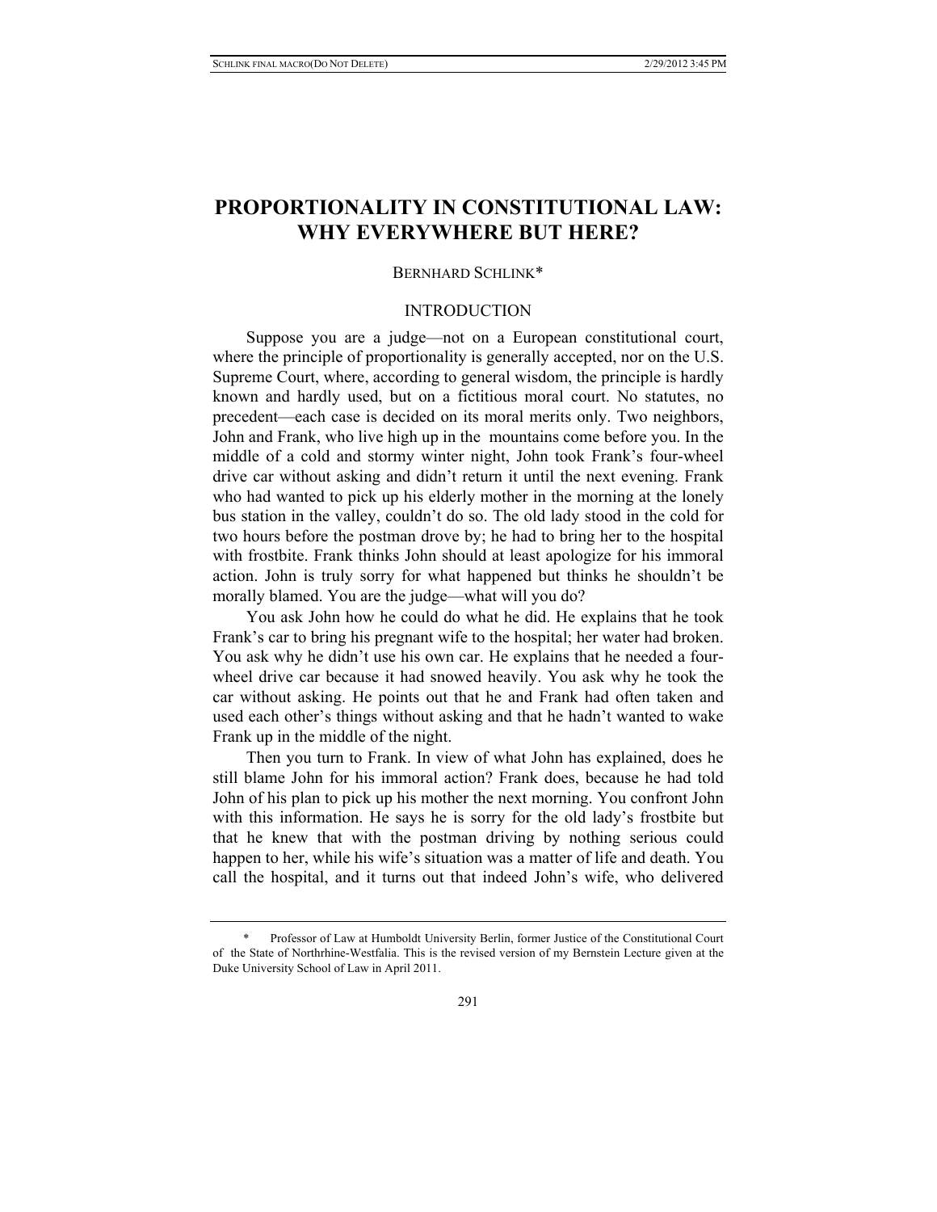# PROPORTIONALITY IN CONSTITUTIONAL LAW: WHY EVERYWHERE BUT HERE?

BERNHARD SCHLINK*

## INTRODUCTION

Suppose you are a judge—not on a European constitutional court, where the principle of proportionality is generally accepted, nor on the U.S. Supreme Court, where, according to general wisdom, the principle is hardly known and hardly used, but on a fictitious moral court. No statutes, no precedent—each case is decided on its moral merits only. Two neighbors, John and Frank, who live high up in the mountains come before you. In the middle of a cold and stormy winter night, John took Frank's four-wheel drive car without asking and didn't return it until the next evening. Frank who had wanted to pick up his elderly mother in the morning at the lonely bus station in the valley, couldn't do so. The old lady stood in the cold for two hours before the postman drove by; he had to bring her to the hospital with frostbite. Frank thinks John should at least apologize for his immoral action. John is truly sorry for what happened but thinks he shouldn't be morally blamed. You are the judge—what will you do?

You ask John how he could do what he did. He explains that he took Frank's car to bring his pregnant wife to the hospital; her water had broken. You ask why he didn't use his own car. He explains that he needed a four-wheel drive car because it had snowed heavily. You ask why he took the car without asking. He points out that he and Frank had often taken and used each other's things without asking and that he hadn't wanted to wake Frank up in the middle of the night.

Then you turn to Frank. In view of what John has explained, does he still blame John for his immoral action? Frank does, because he had told John of his plan to pick up his mother the next morning. You confront John with this information. He says he is sorry for the old lady's frostbite but that he knew that with the postman driving by nothing serious could happen to her, while his wife's situation was a matter of life and death. You call the hospital, and it turns out that indeed John's wife, who delivered

---

\* Professor of Law at Humboldt University Berlin, former Justice of the Constitutional Court of the State of Northrhine-Westfalia. This is the revised version of my Bernstein Lecture given at the Duke University School of Law in April 2011.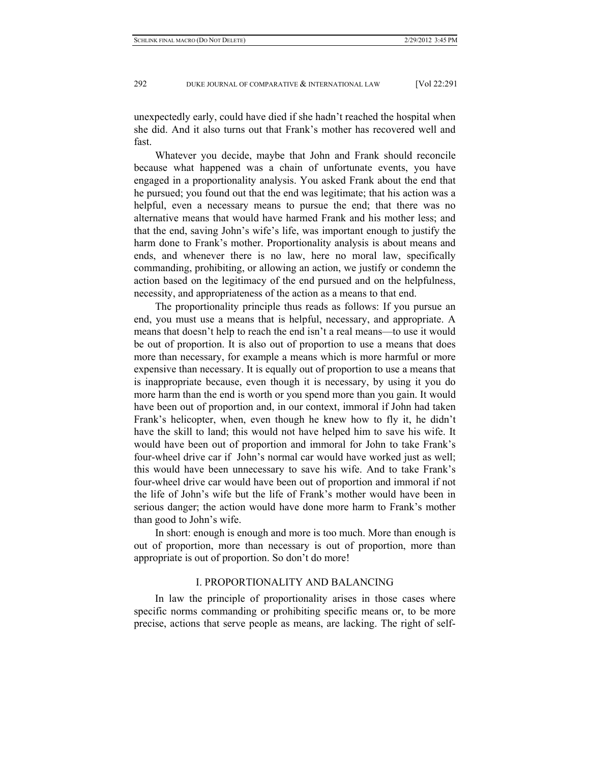unexpectedly early, could have died if she hadn't reached the hospital when she did. And it also turns out that Frank's mother has recovered well and fast.

Whatever you decide, maybe that John and Frank should reconcile because what happened was a chain of unfortunate events, you have engaged in a proportionality analysis. You asked Frank about the end that he pursued; you found out that the end was legitimate; that his action was a helpful, even a necessary means to pursue the end; that there was no alternative means that would have harmed Frank and his mother less; and that the end, saving John's wife's life, was important enough to justify the harm done to Frank's mother. Proportionality analysis is about means and ends, and whenever there is no law, here no moral law, specifically commanding, prohibiting, or allowing an action, we justify or condemn the action based on the legitimacy of the end pursued and on the helpfulness, necessity, and appropriateness of the action as a means to that end.

The proportionality principle thus reads as follows: If you pursue an end, you must use a means that is helpful, necessary, and appropriate. A means that doesn't help to reach the end isn't a real means—to use it would be out of proportion. It is also out of proportion to use a means that does more than necessary, for example a means which is more harmful or more expensive than necessary. It is equally out of proportion to use a means that is inappropriate because, even though it is necessary, by using it you do more harm than the end is worth or you spend more than you gain. It would have been out of proportion and, in our context, immoral if John had taken Frank's helicopter, when, even though he knew how to fly it, he didn't have the skill to land; this would not have helped him to save his wife. It would have been out of proportion and immoral for John to take Frank's four-wheel drive car if John's normal car would have worked just as well; this would have been unnecessary to save his wife. And to take Frank's four-wheel drive car would have been out of proportion and immoral if not the life of John's wife but the life of Frank's mother would have been in serious danger; the action would have done more harm to Frank's mother than good to John's wife.

In short: enough is enough and more is too much. More than enough is out of proportion, more than necessary is out of proportion, more than appropriate is out of proportion. So don't do more!

## I. PROPORTIONALITY AND BALANCING

In law the principle of proportionality arises in those cases where specific norms commanding or prohibiting specific means or, to be more precise, actions that serve people as means, are lacking. The right of self-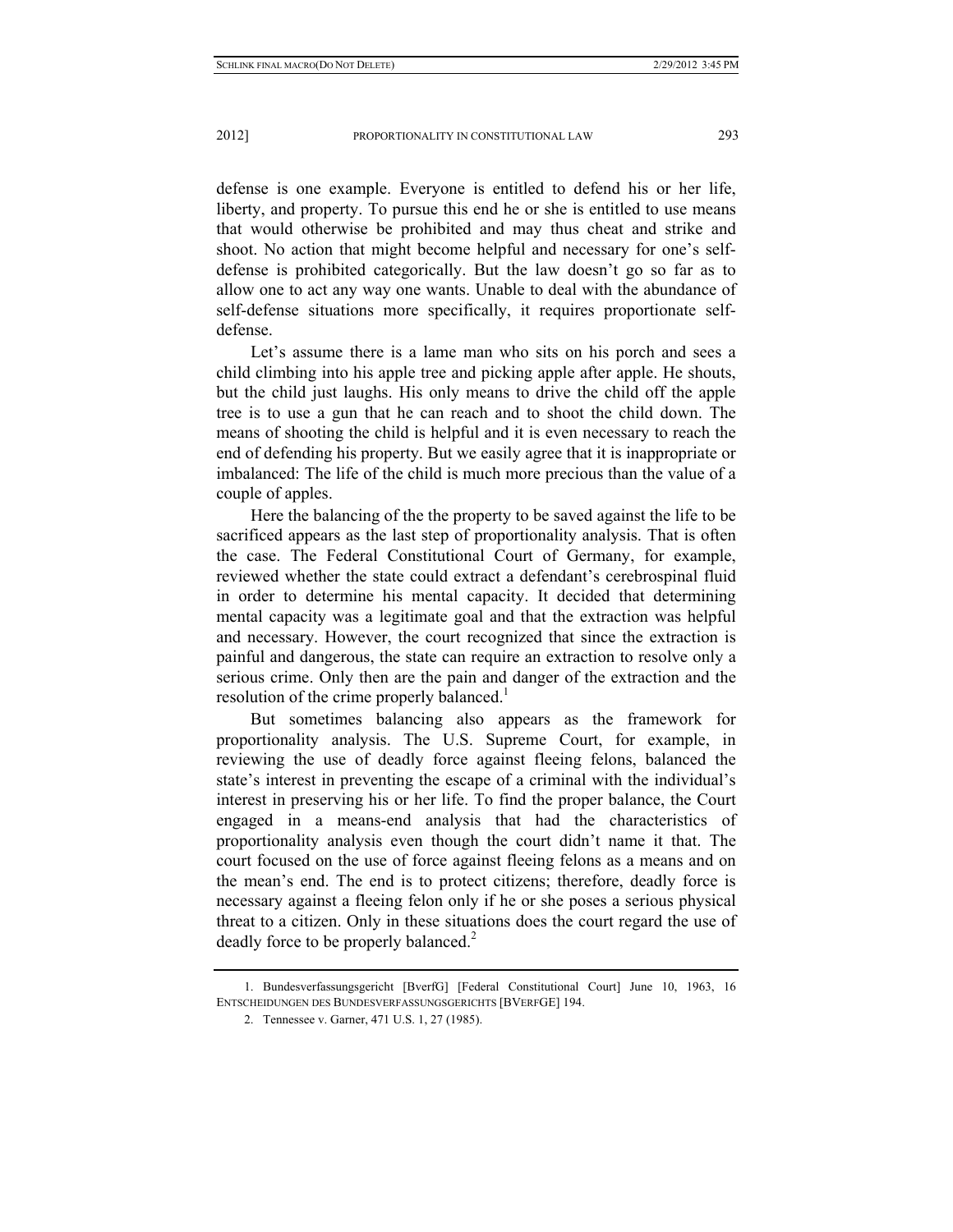defense is one example. Everyone is entitled to defend his or her life, liberty, and property. To pursue this end he or she is entitled to use means that would otherwise be prohibited and may thus cheat and strike and shoot. No action that might become helpful and necessary for one's self-defense is prohibited categorically. But the law doesn't go so far as to allow one to act any way one wants. Unable to deal with the abundance of self-defense situations more specifically, it requires proportionate self-defense.

Let's assume there is a lame man who sits on his porch and sees a child climbing into his apple tree and picking apple after apple. He shouts, but the child just laughs. His only means to drive the child off the apple tree is to use a gun that he can reach and to shoot the child down. The means of shooting the child is helpful and it is even necessary to reach the end of defending his property. But we easily agree that it is inappropriate or imbalanced: The life of the child is much more precious than the value of a couple of apples.

Here the balancing of the the property to be saved against the life to be sacrificed appears as the last step of proportionality analysis. That is often the case. The Federal Constitutional Court of Germany, for example, reviewed whether the state could extract a defendant's cerebrospinal fluid in order to determine his mental capacity. It decided that determining mental capacity was a legitimate goal and that the extraction was helpful and necessary. However, the court recognized that since the extraction is painful and dangerous, the state can require an extraction to resolve only a serious crime. Only then are the pain and danger of the extraction and the resolution of the crime properly balanced.[1]

But sometimes balancing also appears as the framework for proportionality analysis. The U.S. Supreme Court, for example, in reviewing the use of deadly force against fleeing felons, balanced the state's interest in preventing the escape of a criminal with the individual's interest in preserving his or her life. To find the proper balance, the Court engaged in a means-end analysis that had the characteristics of proportionality analysis even though the court didn't name it that. The court focused on the use of force against fleeing felons as a means and on the mean's end. The end is to protect citizens; therefore, deadly force is necessary against a fleeing felon only if he or she poses a serious physical threat to a citizen. Only in these situations does the court regard the use of deadly force to be properly balanced.[2]

1. Bundesverfassungsgericht [BverfG] [Federal Constitutional Court] June 10, 1963, 16 ENTSCHEIDUNGEN DES BUNDESVERFASSUNGSGERICHTS [BVERFGE] 194.

2. Tennessee v. Garner, 471 U.S. 1, 27 (1985).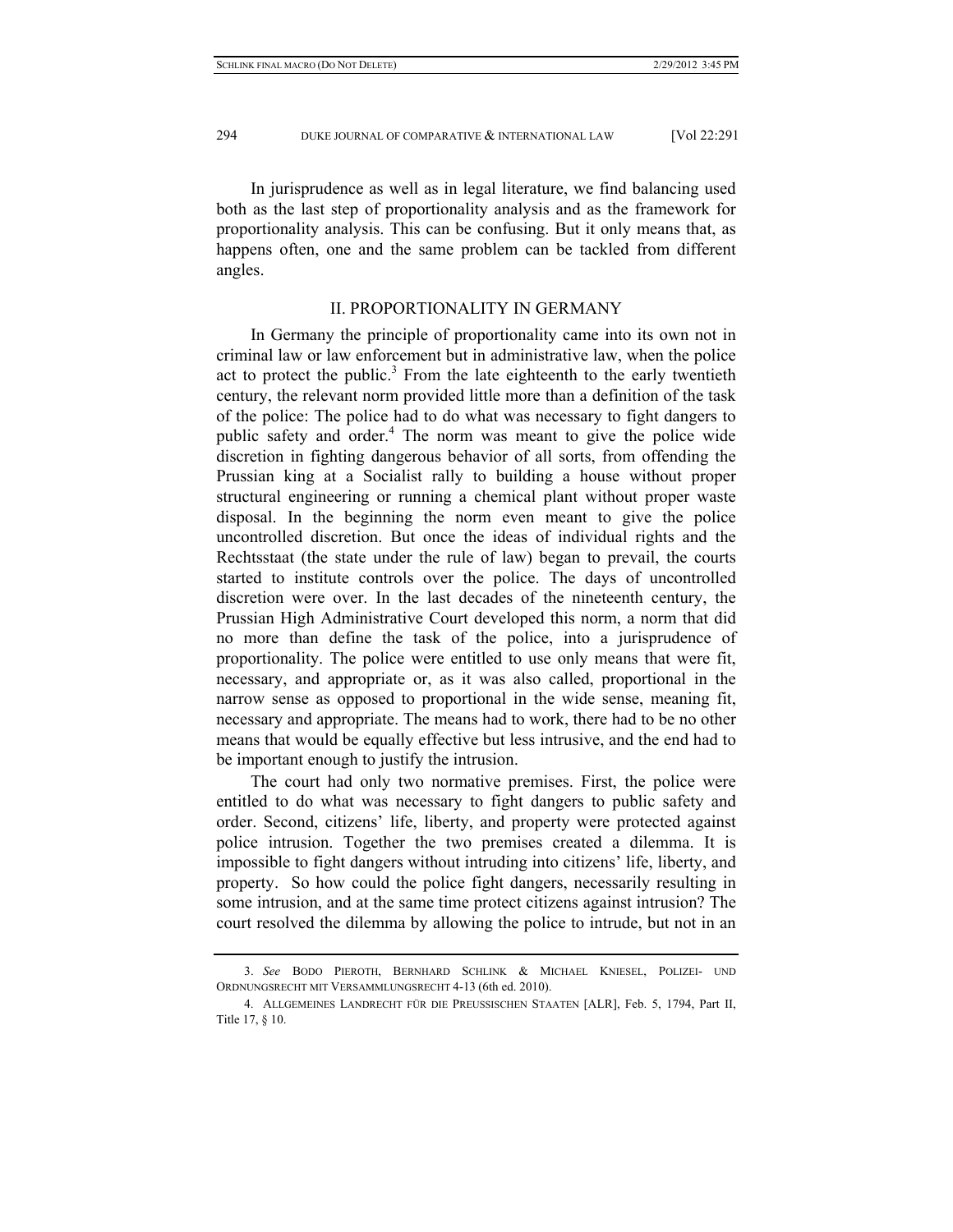In jurisprudence as well as in legal literature, we find balancing used both as the last step of proportionality analysis and as the framework for proportionality analysis. This can be confusing. But it only means that, as happens often, one and the same problem can be tackled from different angles.

## II. PROPORTIONALITY IN GERMANY

In Germany the principle of proportionality came into its own not in criminal law or law enforcement but in administrative law, when the police act to protect the public.[3] From the late eighteenth to the early twentieth century, the relevant norm provided little more than a definition of the task of the police: The police had to do what was necessary to fight dangers to public safety and order.[4] The norm was meant to give the police wide discretion in fighting dangerous behavior of all sorts, from offending the Prussian king at a Socialist rally to building a house without proper structural engineering or running a chemical plant without proper waste disposal. In the beginning the norm even meant to give the police uncontrolled discretion. But once the ideas of individual rights and the Rechtsstaat (the state under the rule of law) began to prevail, the courts started to institute controls over the police. The days of uncontrolled discretion were over. In the last decades of the nineteenth century, the Prussian High Administrative Court developed this norm, a norm that did no more than define the task of the police, into a jurisprudence of proportionality. The police were entitled to use only means that were fit, necessary, and appropriate or, as it was also called, proportional in the narrow sense as opposed to proportional in the wide sense, meaning fit, necessary and appropriate. The means had to work, there had to be no other means that would be equally effective but less intrusive, and the end had to be important enough to justify the intrusion.

The court had only two normative premises. First, the police were entitled to do what was necessary to fight dangers to public safety and order. Second, citizens' life, liberty, and property were protected against police intrusion. Together the two premises created a dilemma. It is impossible to fight dangers without intruding into citizens' life, liberty, and property. So how could the police fight dangers, necessarily resulting in some intrusion, and at the same time protect citizens against intrusion? The court resolved the dilemma by allowing the police to intrude, but not in an

---

3. *See* BODO PIEROTH, BERNHARD SCHLINK & MICHAEL KNIESEL, POLIZEI- UND ORDNUNGSRECHT MIT VERSAMMLUNGSRECHT 4-13 (6th ed. 2010).

4. ALLGEMEINES LANDRECHT FÜR DIE PREUSSISCHEN STAATEN [ALR], Feb. 5, 1794, Part II, Title 17, § 10.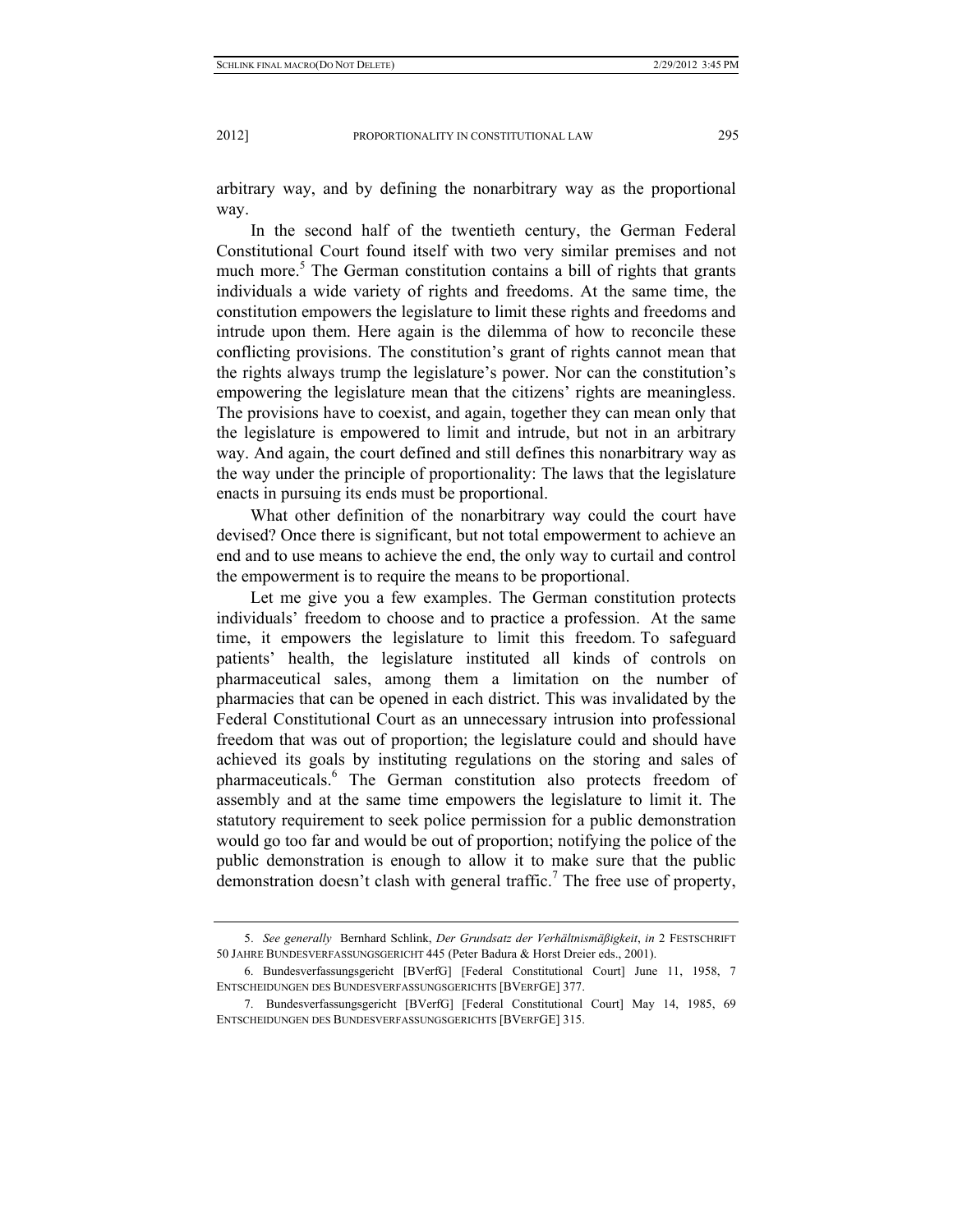arbitrary way, and by defining the nonarbitrary way as the proportional way.

In the second half of the twentieth century, the German Federal Constitutional Court found itself with two very similar premises and not much more.[5] The German constitution contains a bill of rights that grants individuals a wide variety of rights and freedoms. At the same time, the constitution empowers the legislature to limit these rights and freedoms and intrude upon them. Here again is the dilemma of how to reconcile these conflicting provisions. The constitution's grant of rights cannot mean that the rights always trump the legislature's power. Nor can the constitution's empowering the legislature mean that the citizens' rights are meaningless. The provisions have to coexist, and again, together they can mean only that the legislature is empowered to limit and intrude, but not in an arbitrary way. And again, the court defined and still defines this nonarbitrary way as the way under the principle of proportionality: The laws that the legislature enacts in pursuing its ends must be proportional.

What other definition of the nonarbitrary way could the court have devised? Once there is significant, but not total empowerment to achieve an end and to use means to achieve the end, the only way to curtail and control the empowerment is to require the means to be proportional.

Let me give you a few examples. The German constitution protects individuals' freedom to choose and to practice a profession. At the same time, it empowers the legislature to limit this freedom. To safeguard patients' health, the legislature instituted all kinds of controls on pharmaceutical sales, among them a limitation on the number of pharmacies that can be opened in each district. This was invalidated by the Federal Constitutional Court as an unnecessary intrusion into professional freedom that was out of proportion; the legislature could and should have achieved its goals by instituting regulations on the storing and sales of pharmaceuticals.[6] The German constitution also protects freedom of assembly and at the same time empowers the legislature to limit it. The statutory requirement to seek police permission for a public demonstration would go too far and would be out of proportion; notifying the police of the public demonstration is enough to allow it to make sure that the public demonstration doesn't clash with general traffic.[7] The free use of property,

---

5. *See generally* Bernhard Schlink, *Der Grundsatz der Verhältnismäßigkeit*, *in* 2 FESTSCHRIFT 50 JAHRE BUNDESVERFASSUNGSGERICHT 445 (Peter Badura & Horst Dreier eds., 2001).

6. Bundesverfassungsgericht [BVerfG] [Federal Constitutional Court] June 11, 1958, 7 ENTSCHEIDUNGEN DES BUNDESVERFASSUNGSGERICHTS [BVERFGE] 377.

7. Bundesverfassungsgericht [BVerfG] [Federal Constitutional Court] May 14, 1985, 69 ENTSCHEIDUNGEN DES BUNDESVERFASSUNGSGERICHTS [BVERFGE] 315.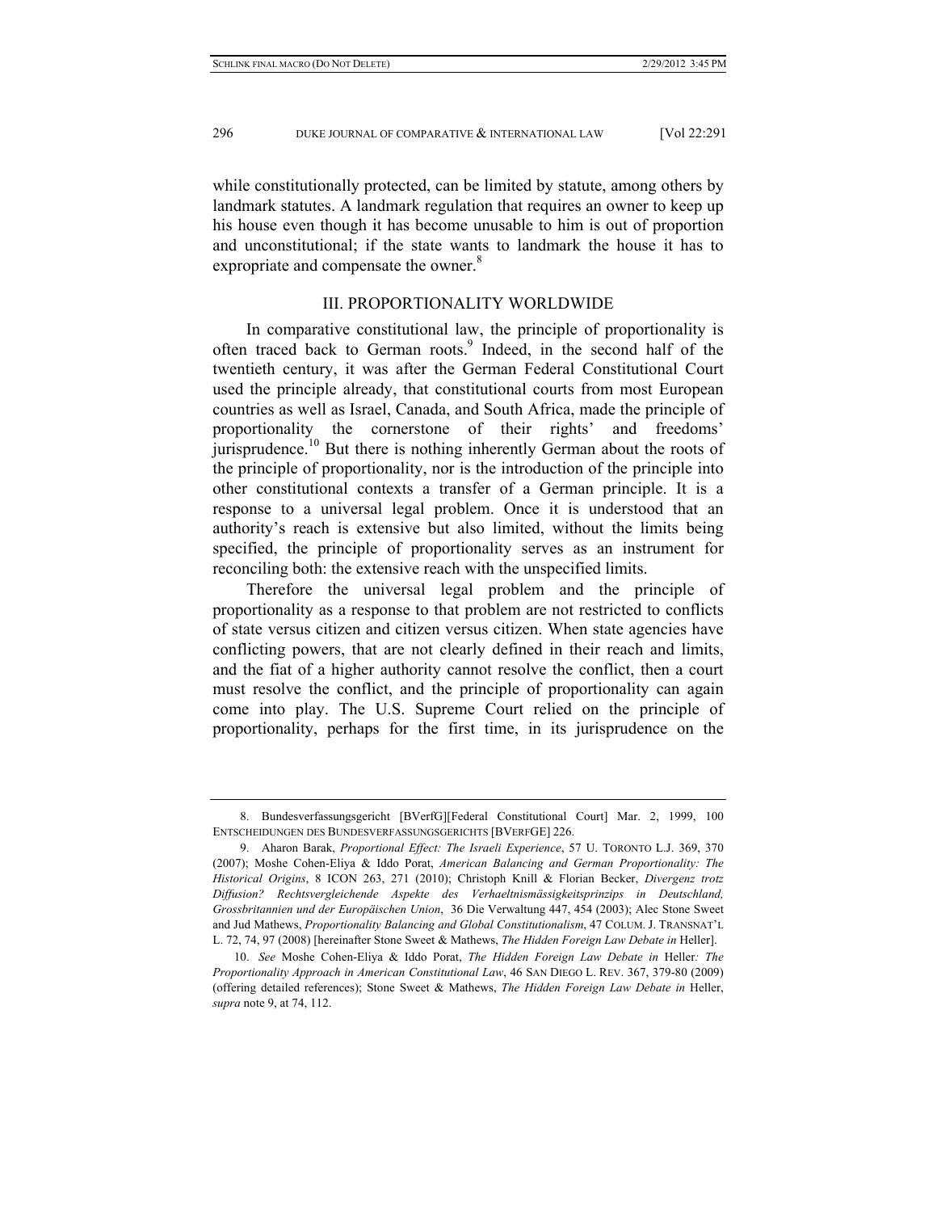while constitutionally protected, can be limited by statute, among others by landmark statutes. A landmark regulation that requires an owner to keep up his house even though it has become unusable to him is out of proportion and unconstitutional; if the state wants to landmark the house it has to expropriate and compensate the owner.[8]

## III. PROPORTIONALITY WORLDWIDE

In comparative constitutional law, the principle of proportionality is often traced back to German roots.[9] Indeed, in the second half of the twentieth century, it was after the German Federal Constitutional Court used the principle already, that constitutional courts from most European countries as well as Israel, Canada, and South Africa, made the principle of proportionality the cornerstone of their rights' and freedoms' jurisprudence.[10] But there is nothing inherently German about the roots of the principle of proportionality, nor is the introduction of the principle into other constitutional contexts a transfer of a German principle. It is a response to a universal legal problem. Once it is understood that an authority's reach is extensive but also limited, without the limits being specified, the principle of proportionality serves as an instrument for reconciling both: the extensive reach with the unspecified limits.

Therefore the universal legal problem and the principle of proportionality as a response to that problem are not restricted to conflicts of state versus citizen and citizen versus citizen. When state agencies have conflicting powers, that are not clearly defined in their reach and limits, and the fiat of a higher authority cannot resolve the conflict, then a court must resolve the conflict, and the principle of proportionality can again come into play. The U.S. Supreme Court relied on the principle of proportionality, perhaps for the first time, in its jurisprudence on the

---

8. Bundesverfassungsgericht [BVerfG][Federal Constitutional Court] Mar. 2, 1999, 100 ENTSCHEIDUNGEN DES BUNDESVERFASSUNGSGERICHTS [BVERFGE] 226.

9. Aharon Barak, *Proportional Effect: The Israeli Experience*, 57 U. TORONTO L.J. 369, 370 (2007); Moshe Cohen-Eliya & Iddo Porat, *American Balancing and German Proportionality: The Historical Origins*, 8 ICON 263, 271 (2010); Christoph Knill & Florian Becker, *Divergenz trotz Diffusion? Rechtsvergleichende Aspekte des Verhaeltnismässigkeitsprinzips in Deutschland, Grossbritannien und der Europäischen Union*, 36 Die Verwaltung 447, 454 (2003); Alec Stone Sweet and Jud Mathews, *Proportionality Balancing and Global Constitutionalism*, 47 COLUM. J. TRANSNAT'L L. 72, 74, 97 (2008) [hereinafter Stone Sweet & Mathews, *The Hidden Foreign Law Debate in* Heller].

10. *See* Moshe Cohen-Eliya & Iddo Porat, *The Hidden Foreign Law Debate in* Heller*: The Proportionality Approach in American Constitutional Law*, 46 SAN DIEGO L. REV. 367, 379-80 (2009) (offering detailed references); Stone Sweet & Mathews, *The Hidden Foreign Law Debate in* Heller, *supra* note 9, at 74, 112.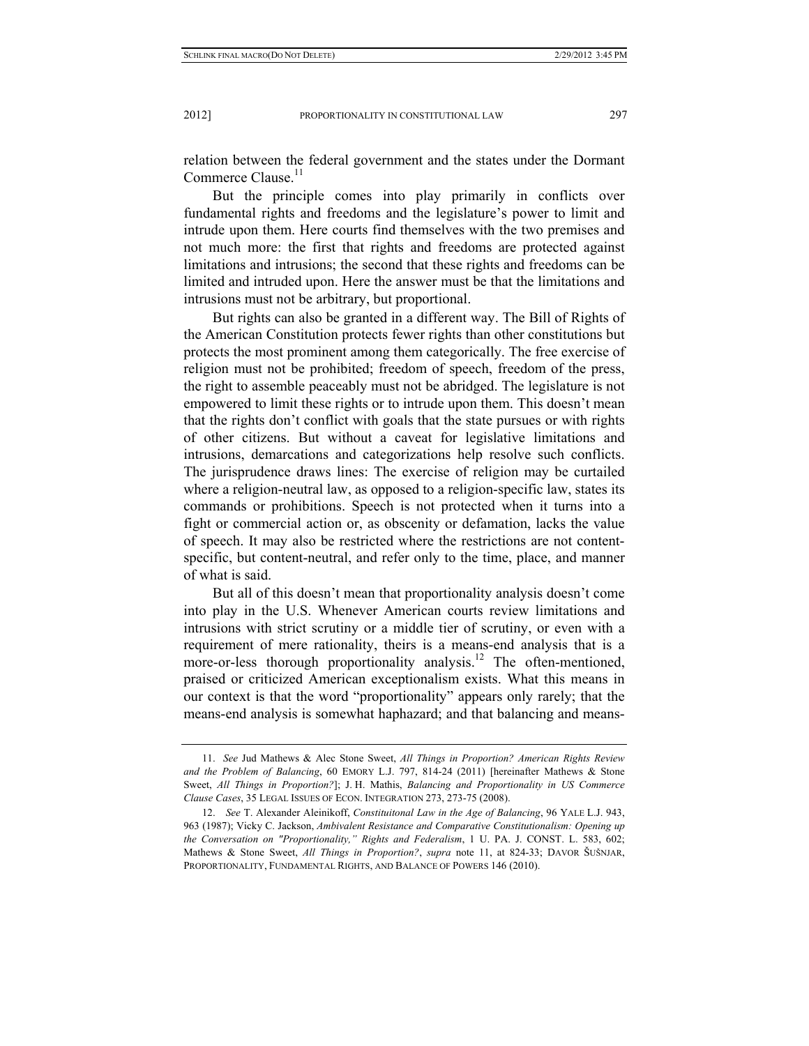relation between the federal government and the states under the Dormant Commerce Clause.[11]

But the principle comes into play primarily in conflicts over fundamental rights and freedoms and the legislature's power to limit and intrude upon them. Here courts find themselves with the two premises and not much more: the first that rights and freedoms are protected against limitations and intrusions; the second that these rights and freedoms can be limited and intruded upon. Here the answer must be that the limitations and intrusions must not be arbitrary, but proportional.

But rights can also be granted in a different way. The Bill of Rights of the American Constitution protects fewer rights than other constitutions but protects the most prominent among them categorically. The free exercise of religion must not be prohibited; freedom of speech, freedom of the press, the right to assemble peaceably must not be abridged. The legislature is not empowered to limit these rights or to intrude upon them. This doesn't mean that the rights don't conflict with goals that the state pursues or with rights of other citizens. But without a caveat for legislative limitations and intrusions, demarcations and categorizations help resolve such conflicts. The jurisprudence draws lines: The exercise of religion may be curtailed where a religion-neutral law, as opposed to a religion-specific law, states its commands or prohibitions. Speech is not protected when it turns into a fight or commercial action or, as obscenity or defamation, lacks the value of speech. It may also be restricted where the restrictions are not content-specific, but content-neutral, and refer only to the time, place, and manner of what is said.

But all of this doesn't mean that proportionality analysis doesn't come into play in the U.S. Whenever American courts review limitations and intrusions with strict scrutiny or a middle tier of scrutiny, or even with a requirement of mere rationality, theirs is a means-end analysis that is a more-or-less thorough proportionality analysis.[12] The often-mentioned, praised or criticized American exceptionalism exists. What this means in our context is that the word "proportionality" appears only rarely; that the means-end analysis is somewhat haphazard; and that balancing and means-

---

11. *See* Jud Mathews & Alec Stone Sweet, *All Things in Proportion? American Rights Review and the Problem of Balancing*, 60 EMORY L.J. 797, 814-24 (2011) [hereinafter Mathews & Stone Sweet, *All Things in Proportion?*]; J. H. Mathis, *Balancing and Proportionality in US Commerce Clause Cases*, 35 LEGAL ISSUES OF ECON. INTEGRATION 273, 273-75 (2008).

12. *See* T. Alexander Aleinikoff, *Constituitonal Law in the Age of Balancing*, 96 YALE L.J. 943, 963 (1987); Vicky C. Jackson, *Ambivalent Resistance and Comparative Constitutionalism: Opening up the Conversation on "Proportionality," Rights and Federalism*, 1 U. PA. J. CONST. L. 583, 602; Mathews & Stone Sweet, *All Things in Proportion?*, *supra* note 11, at 824-33; DAVOR ŠUŠNJAR, PROPORTIONALITY, FUNDAMENTAL RIGHTS, AND BALANCE OF POWERS 146 (2010).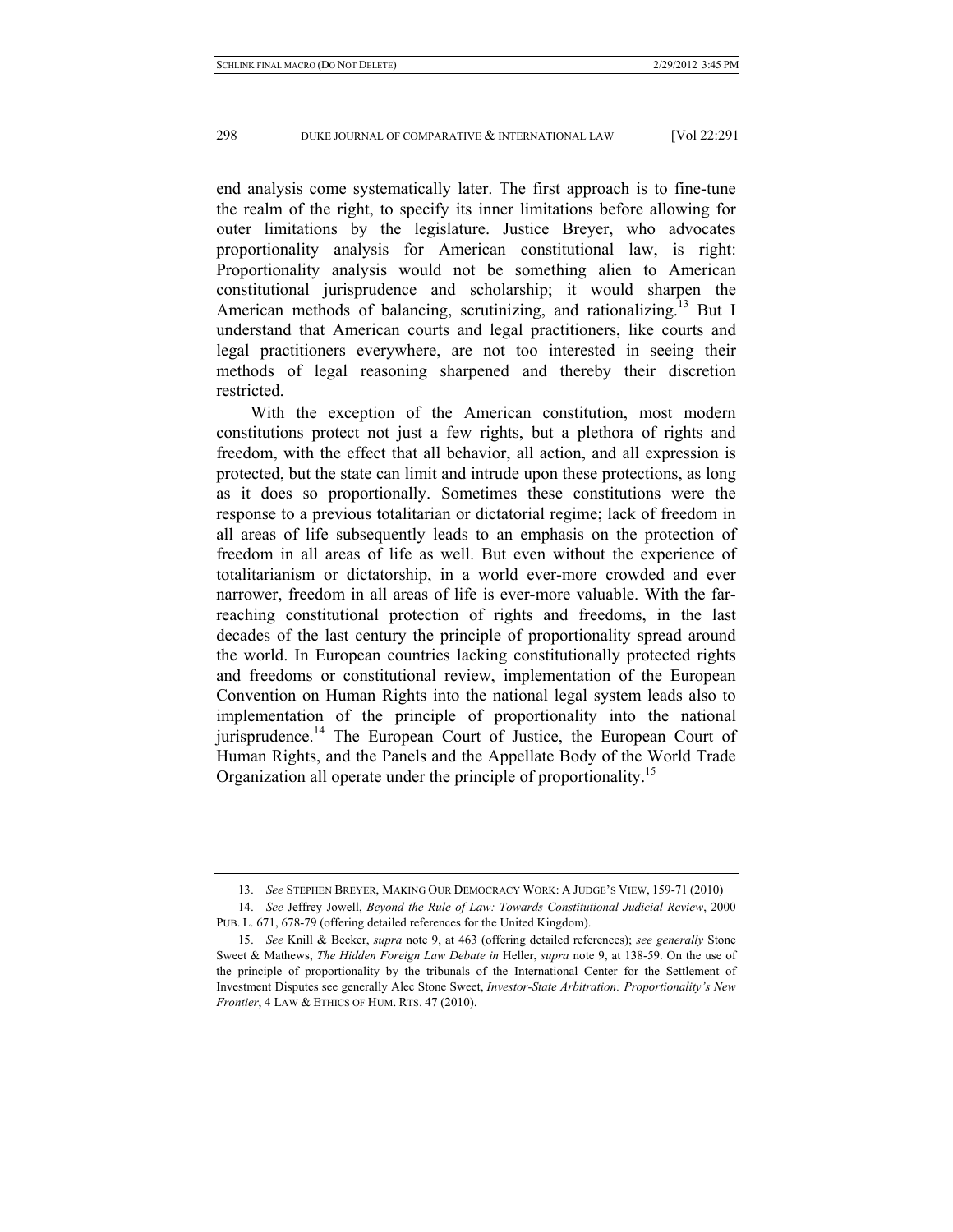end analysis come systematically later. The first approach is to fine-tune the realm of the right, to specify its inner limitations before allowing for outer limitations by the legislature. Justice Breyer, who advocates proportionality analysis for American constitutional law, is right: Proportionality analysis would not be something alien to American constitutional jurisprudence and scholarship; it would sharpen the American methods of balancing, scrutinizing, and rationalizing.[13] But I understand that American courts and legal practitioners, like courts and legal practitioners everywhere, are not too interested in seeing their methods of legal reasoning sharpened and thereby their discretion restricted.

With the exception of the American constitution, most modern constitutions protect not just a few rights, but a plethora of rights and freedom, with the effect that all behavior, all action, and all expression is protected, but the state can limit and intrude upon these protections, as long as it does so proportionally. Sometimes these constitutions were the response to a previous totalitarian or dictatorial regime; lack of freedom in all areas of life subsequently leads to an emphasis on the protection of freedom in all areas of life as well. But even without the experience of totalitarianism or dictatorship, in a world ever-more crowded and ever narrower, freedom in all areas of life is ever-more valuable. With the far-reaching constitutional protection of rights and freedoms, in the last decades of the last century the principle of proportionality spread around the world. In European countries lacking constitutionally protected rights and freedoms or constitutional review, implementation of the European Convention on Human Rights into the national legal system leads also to implementation of the principle of proportionality into the national jurisprudence.[14] The European Court of Justice, the European Court of Human Rights, and the Panels and the Appellate Body of the World Trade Organization all operate under the principle of proportionality.[15]

---

13. *See* STEPHEN BREYER, MAKING OUR DEMOCRACY WORK: A JUDGE'S VIEW, 159-71 (2010)

14. *See* Jeffrey Jowell, *Beyond the Rule of Law: Towards Constitutional Judicial Review*, 2000 PUB. L. 671, 678-79 (offering detailed references for the United Kingdom).

15. *See* Knill & Becker, *supra* note 9, at 463 (offering detailed references); *see generally* Stone Sweet & Mathews, *The Hidden Foreign Law Debate in* Heller, *supra* note 9, at 138-59. On the use of the principle of proportionality by the tribunals of the International Center for the Settlement of Investment Disputes see generally Alec Stone Sweet, *Investor-State Arbitration: Proportionality's New Frontier*, 4 LAW & ETHICS OF HUM. RTS. 47 (2010).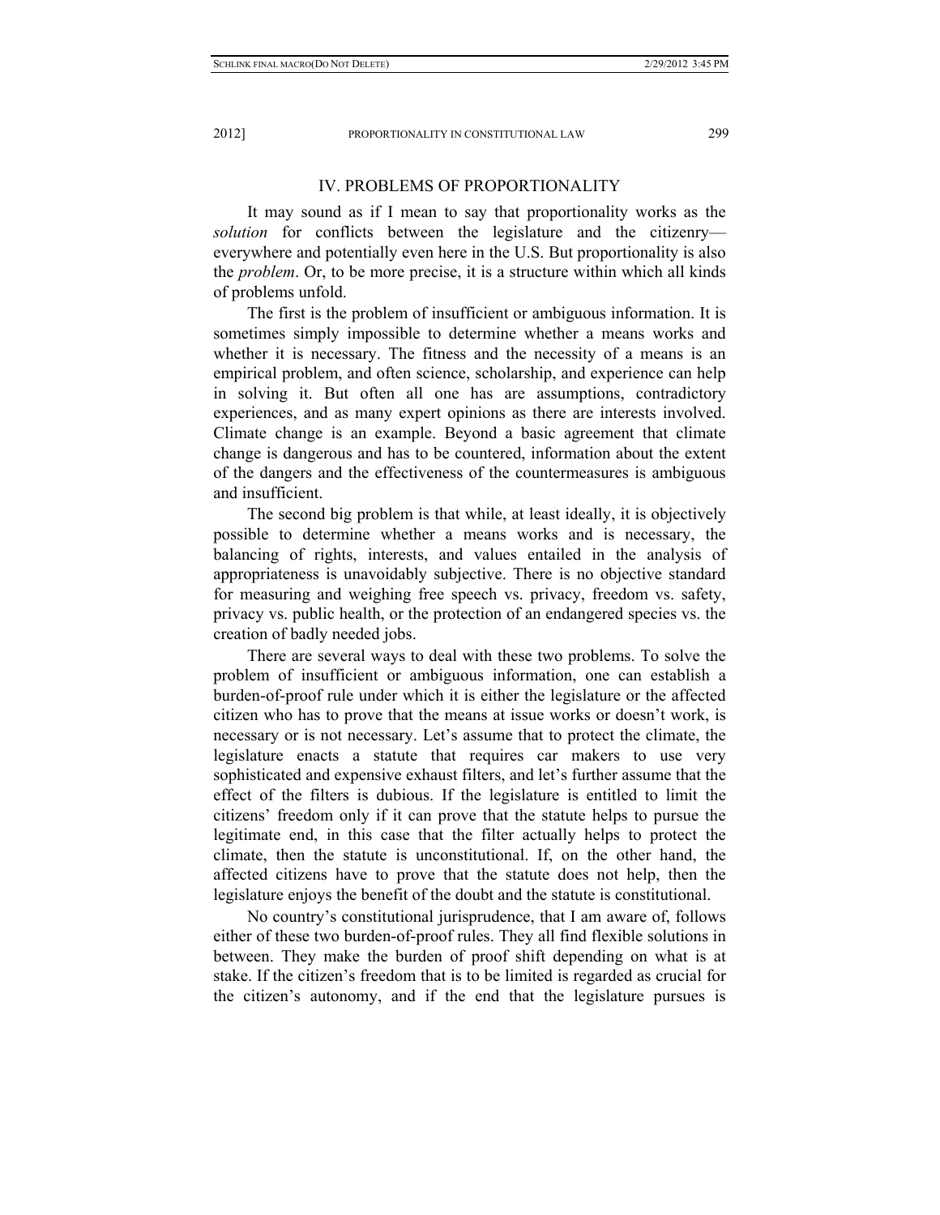## IV. PROBLEMS OF PROPORTIONALITY

It may sound as if I mean to say that proportionality works as the *solution* for conflicts between the legislature and the citizenry—everywhere and potentially even here in the U.S. But proportionality is also the *problem*. Or, to be more precise, it is a structure within which all kinds of problems unfold.

The first is the problem of insufficient or ambiguous information. It is sometimes simply impossible to determine whether a means works and whether it is necessary. The fitness and the necessity of a means is an empirical problem, and often science, scholarship, and experience can help in solving it. But often all one has are assumptions, contradictory experiences, and as many expert opinions as there are interests involved. Climate change is an example. Beyond a basic agreement that climate change is dangerous and has to be countered, information about the extent of the dangers and the effectiveness of the countermeasures is ambiguous and insufficient.

The second big problem is that while, at least ideally, it is objectively possible to determine whether a means works and is necessary, the balancing of rights, interests, and values entailed in the analysis of appropriateness is unavoidably subjective. There is no objective standard for measuring and weighing free speech vs. privacy, freedom vs. safety, privacy vs. public health, or the protection of an endangered species vs. the creation of badly needed jobs.

There are several ways to deal with these two problems. To solve the problem of insufficient or ambiguous information, one can establish a burden-of-proof rule under which it is either the legislature or the affected citizen who has to prove that the means at issue works or doesn't work, is necessary or is not necessary. Let's assume that to protect the climate, the legislature enacts a statute that requires car makers to use very sophisticated and expensive exhaust filters, and let's further assume that the effect of the filters is dubious. If the legislature is entitled to limit the citizens' freedom only if it can prove that the statute helps to pursue the legitimate end, in this case that the filter actually helps to protect the climate, then the statute is unconstitutional. If, on the other hand, the affected citizens have to prove that the statute does not help, then the legislature enjoys the benefit of the doubt and the statute is constitutional.

No country's constitutional jurisprudence, that I am aware of, follows either of these two burden-of-proof rules. They all find flexible solutions in between. They make the burden of proof shift depending on what is at stake. If the citizen's freedom that is to be limited is regarded as crucial for the citizen's autonomy, and if the end that the legislature pursues is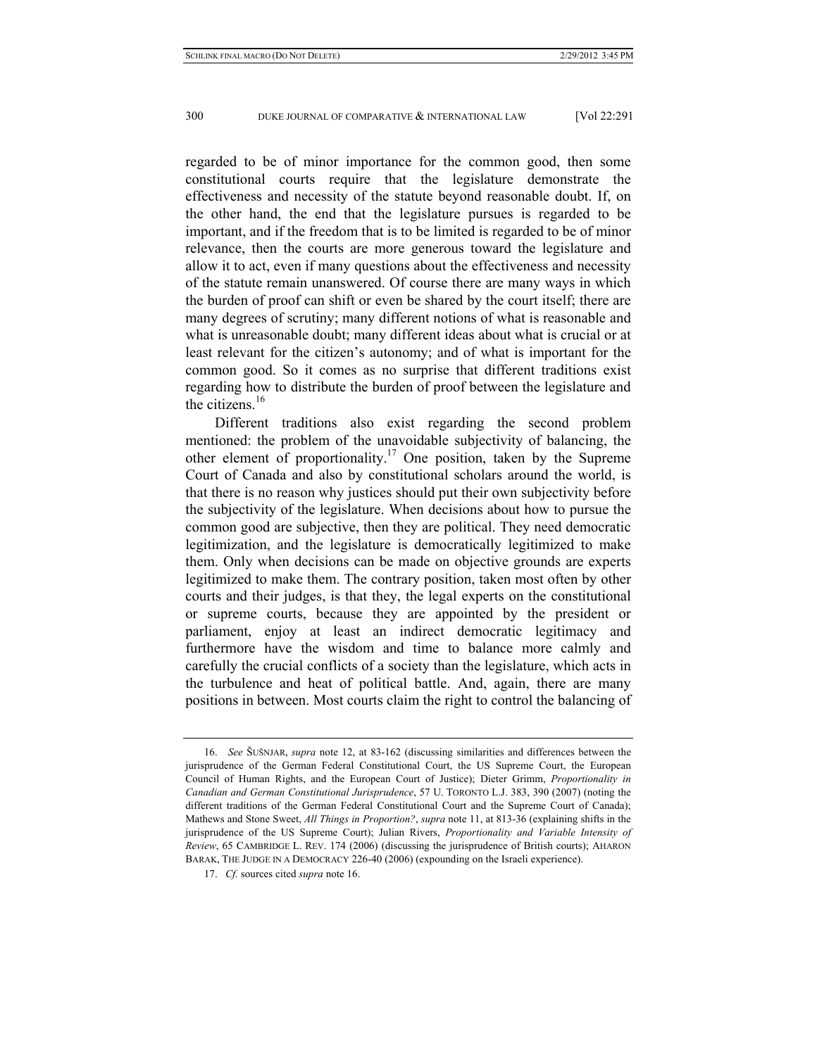regarded to be of minor importance for the common good, then some constitutional courts require that the legislature demonstrate the effectiveness and necessity of the statute beyond reasonable doubt. If, on the other hand, the end that the legislature pursues is regarded to be important, and if the freedom that is to be limited is regarded to be of minor relevance, then the courts are more generous toward the legislature and allow it to act, even if many questions about the effectiveness and necessity of the statute remain unanswered. Of course there are many ways in which the burden of proof can shift or even be shared by the court itself; there are many degrees of scrutiny; many different notions of what is reasonable and what is unreasonable doubt; many different ideas about what is crucial or at least relevant for the citizen's autonomy; and of what is important for the common good. So it comes as no surprise that different traditions exist regarding how to distribute the burden of proof between the legislature and the citizens.[16]

Different traditions also exist regarding the second problem mentioned: the problem of the unavoidable subjectivity of balancing, the other element of proportionality.[17] One position, taken by the Supreme Court of Canada and also by constitutional scholars around the world, is that there is no reason why justices should put their own subjectivity before the subjectivity of the legislature. When decisions about how to pursue the common good are subjective, then they are political. They need democratic legitimization, and the legislature is democratically legitimized to make them. Only when decisions can be made on objective grounds are experts legitimized to make them. The contrary position, taken most often by other courts and their judges, is that they, the legal experts on the constitutional or supreme courts, because they are appointed by the president or parliament, enjoy at least an indirect democratic legitimacy and furthermore have the wisdom and time to balance more calmly and carefully the crucial conflicts of a society than the legislature, which acts in the turbulence and heat of political battle. And, again, there are many positions in between. Most courts claim the right to control the balancing of

---

16. *See* ŠUŠNJAR, *supra* note 12, at 83-162 (discussing similarities and differences between the jurisprudence of the German Federal Constitutional Court, the US Supreme Court, the European Council of Human Rights, and the European Court of Justice); Dieter Grimm, *Proportionality in Canadian and German Constitutional Jurisprudence*, 57 U. TORONTO L.J. 383, 390 (2007) (noting the different traditions of the German Federal Constitutional Court and the Supreme Court of Canada); Mathews and Stone Sweet, *All Things in Proportion?*, *supra* note 11, at 813-36 (explaining shifts in the jurisprudence of the US Supreme Court); Julian Rivers, *Proportionality and Variable Intensity of Review*, 65 CAMBRIDGE L. REV. 174 (2006) (discussing the jurisprudence of British courts); AHARON BARAK, THE JUDGE IN A DEMOCRACY 226-40 (2006) (expounding on the Israeli experience).

17. *Cf.* sources cited *supra* note 16.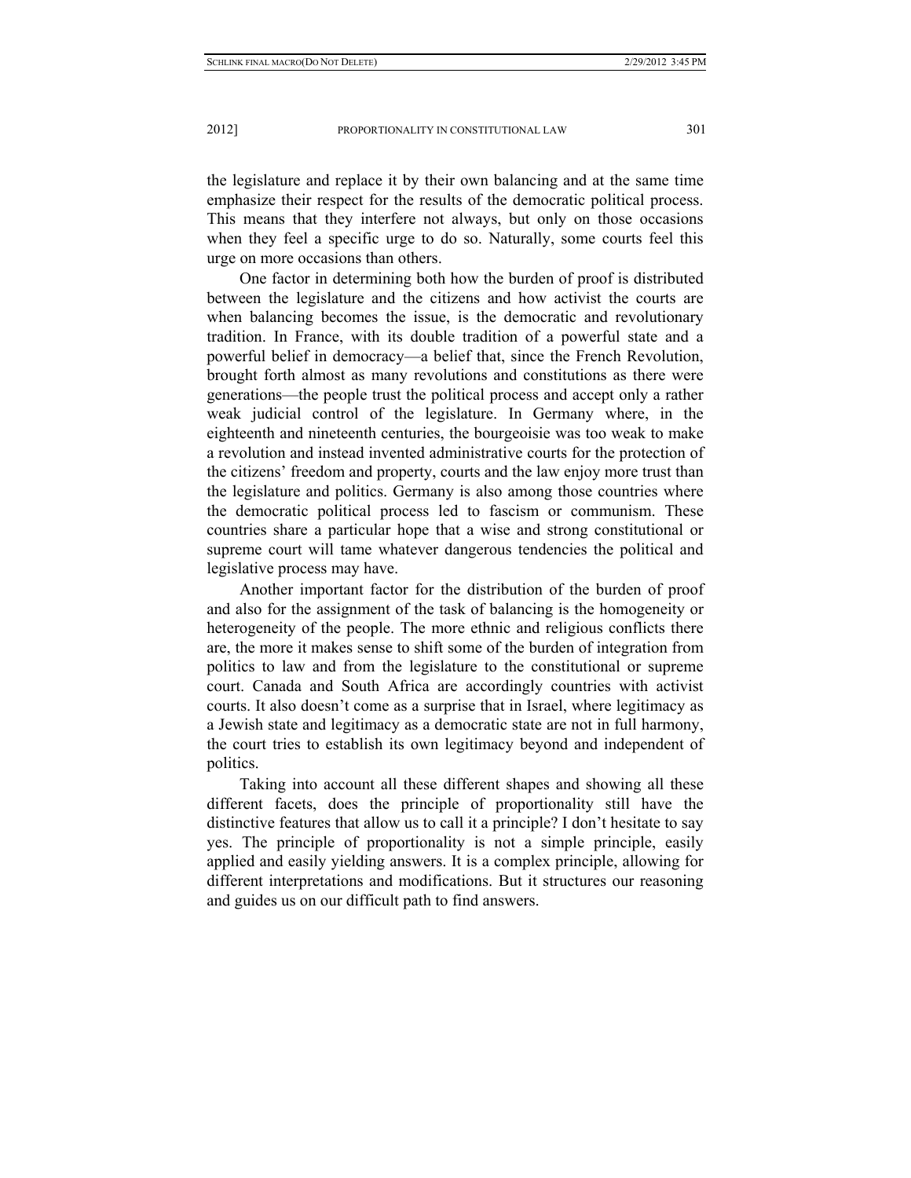the legislature and replace it by their own balancing and at the same time emphasize their respect for the results of the democratic political process. This means that they interfere not always, but only on those occasions when they feel a specific urge to do so. Naturally, some courts feel this urge on more occasions than others.

One factor in determining both how the burden of proof is distributed between the legislature and the citizens and how activist the courts are when balancing becomes the issue, is the democratic and revolutionary tradition. In France, with its double tradition of a powerful state and a powerful belief in democracy—a belief that, since the French Revolution, brought forth almost as many revolutions and constitutions as there were generations—the people trust the political process and accept only a rather weak judicial control of the legislature. In Germany where, in the eighteenth and nineteenth centuries, the bourgeoisie was too weak to make a revolution and instead invented administrative courts for the protection of the citizens' freedom and property, courts and the law enjoy more trust than the legislature and politics. Germany is also among those countries where the democratic political process led to fascism or communism. These countries share a particular hope that a wise and strong constitutional or supreme court will tame whatever dangerous tendencies the political and legislative process may have.

Another important factor for the distribution of the burden of proof and also for the assignment of the task of balancing is the homogeneity or heterogeneity of the people. The more ethnic and religious conflicts there are, the more it makes sense to shift some of the burden of integration from politics to law and from the legislature to the constitutional or supreme court. Canada and South Africa are accordingly countries with activist courts. It also doesn't come as a surprise that in Israel, where legitimacy as a Jewish state and legitimacy as a democratic state are not in full harmony, the court tries to establish its own legitimacy beyond and independent of politics.

Taking into account all these different shapes and showing all these different facets, does the principle of proportionality still have the distinctive features that allow us to call it a principle? I don't hesitate to say yes. The principle of proportionality is not a simple principle, easily applied and easily yielding answers. It is a complex principle, allowing for different interpretations and modifications. But it structures our reasoning and guides us on our difficult path to find answers.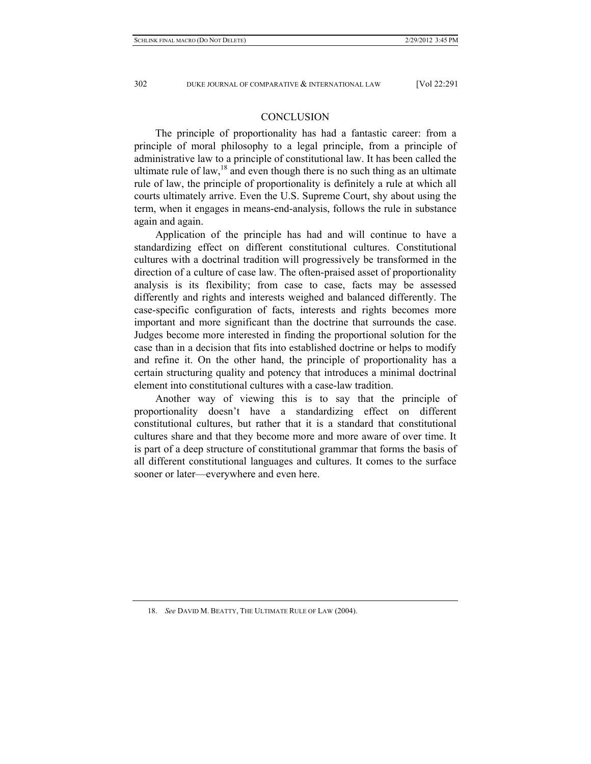## CONCLUSION

The principle of proportionality has had a fantastic career: from a principle of moral philosophy to a legal principle, from a principle of administrative law to a principle of constitutional law. It has been called the ultimate rule of law,[18] and even though there is no such thing as an ultimate rule of law, the principle of proportionality is definitely a rule at which all courts ultimately arrive. Even the U.S. Supreme Court, shy about using the term, when it engages in means-end-analysis, follows the rule in substance again and again.

Application of the principle has had and will continue to have a standardizing effect on different constitutional cultures. Constitutional cultures with a doctrinal tradition will progressively be transformed in the direction of a culture of case law. The often-praised asset of proportionality analysis is its flexibility; from case to case, facts may be assessed differently and rights and interests weighed and balanced differently. The case-specific configuration of facts, interests and rights becomes more important and more significant than the doctrine that surrounds the case. Judges become more interested in finding the proportional solution for the case than in a decision that fits into established doctrine or helps to modify and refine it. On the other hand, the principle of proportionality has a certain structuring quality and potency that introduces a minimal doctrinal element into constitutional cultures with a case-law tradition.

Another way of viewing this is to say that the principle of proportionality doesn't have a standardizing effect on different constitutional cultures, but rather that it is a standard that constitutional cultures share and that they become more and more aware of over time. It is part of a deep structure of constitutional grammar that forms the basis of all different constitutional languages and cultures. It comes to the surface sooner or later—everywhere and even here.

---

18. *See* DAVID M. BEATTY, THE ULTIMATE RULE OF LAW (2004).